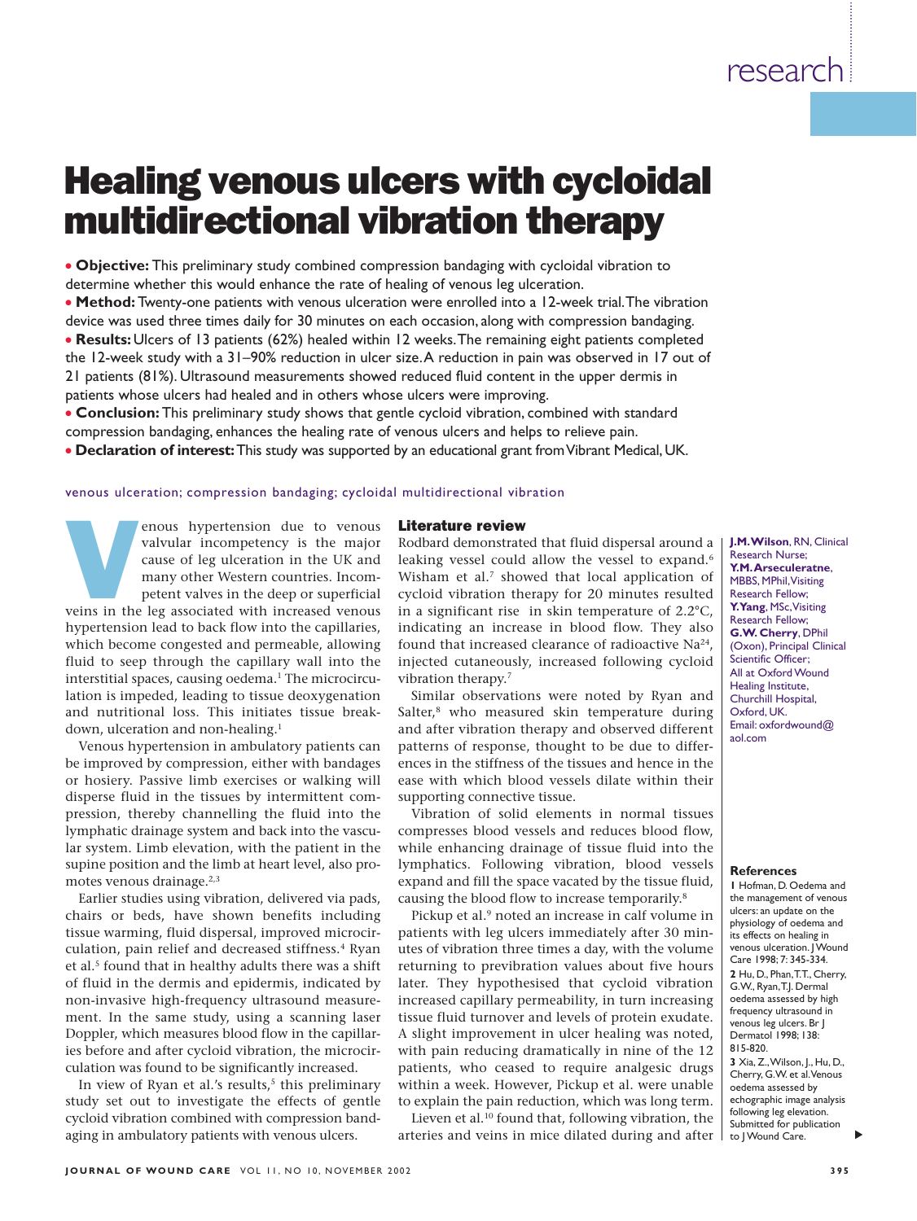# Healing venous ulcers with cycloidal multidirectional vibration therapy

- **Objective:** This preliminary study combined compression bandaging with cycloidal vibration to determine whether this would enhance the rate of healing of venous leg ulceration.
- **Method:** Twenty-one patients with venous ulceration were enrolled into a 12-week trial. The vibration device was used three times daily for 30 minutes on each occasion, along with compression bandaging.
- **Results:** Ulcers of 13 patients (62%) healed within 12 weeks. The remaining eight patients completed the 12-week study with a 31–90% reduction in ulcer size. A reduction in pain was observed in 17 out of 21 patients (81%). Ultrasound measurements showed reduced fluid content in the upper dermis in patients whose ulcers had healed and in others whose ulcers were improving.
- **Conclusion:** This preliminary study shows that gentle cycloid vibration, combined with standard compression bandaging, enhances the healing rate of venous ulcers and helps to relieve pain.
- **Declaration of interest:** This study was supported by an educational grant from Vibrant Medical, UK.

venous ulceration; compression bandaging; cycloidal multidirectional vibration

**J.M. Wilson**, RN, Clinical Research Nurse; **Y.M. Arseculeratne**, MBBS, MPhil, Visiting Research Fellow; **Y. Yang**, MSc, Visiting Research Fellow; **G.W. Cherry**, DPhil (Oxon), Principal Clinical Scientific Officer; All at Oxford Wound Healing Institute, Churchill Hospital, Oxford, UK. Email: oxfordwound@aol.com

Venous hypertension due to venous valvular incompetency is the major cause of leg ulceration in the UK and many other Western countries. Incompetent valves in the deep or superficial veins in the leg associated with increased venous hypertension lead to back flow into the capillaries, which become congested and permeable, allowing fluid to seep through the capillary wall into the interstitial spaces, causing oedema.[1] The microcirculation is impeded, leading to tissue deoxygenation and nutritional loss. This initiates tissue breakdown, ulceration and non-healing.[1]

Venous hypertension in ambulatory patients can be improved by compression, either with bandages or hosiery. Passive limb exercises or walking will disperse fluid in the tissues by intermittent compression, thereby channelling the fluid into the lymphatic drainage system and back into the vascular system. Limb elevation, with the patient in the supine position and the limb at heart level, also promotes venous drainage.[2,3]

Earlier studies using vibration, delivered via pads, chairs or beds, have shown benefits including tissue warming, fluid dispersal, improved microcirculation, pain relief and decreased stiffness.[4] Ryan et al.[5] found that in healthy adults there was a shift of fluid in the dermis and epidermis, indicated by non-invasive high-frequency ultrasound measurement. In the same study, using a scanning laser Doppler, which measures blood flow in the capillaries before and after cycloid vibration, the microcirculation was found to be significantly increased.

In view of Ryan et al.'s results,[5] this preliminary study set out to investigate the effects of gentle cycloid vibration combined with compression bandaging in ambulatory patients with venous ulcers.

## Literature review

Rodbard demonstrated that fluid dispersal around a leaking vessel could allow the vessel to expand.[6] Wisham et al.[7] showed that local application of cycloid vibration therapy for 20 minutes resulted in a significant rise in skin temperature of 2.2°C, indicating an increase in blood flow. They also found that increased clearance of radioactive $Na^{24}$, injected cutaneously, increased following cycloid vibration therapy.[7]

Similar observations were noted by Ryan and Salter,[8] who measured skin temperature during and after vibration therapy and observed different patterns of response, thought to be due to differences in the stiffness of the tissues and hence in the ease with which blood vessels dilate within their supporting connective tissue.

Vibration of solid elements in normal tissues compresses blood vessels and reduces blood flow, while enhancing drainage of tissue fluid into the lymphatics. Following vibration, blood vessels expand and fill the space vacated by the tissue fluid, causing the blood flow to increase temporarily.[8]

Pickup et al.[9] noted an increase in calf volume in patients with leg ulcers immediately after 30 minutes of vibration three times a day, with the volume returning to previbration values about five hours later. They hypothesised that cycloid vibration increased capillary permeability, in turn increasing tissue fluid turnover and levels of protein exudate. A slight improvement in ulcer healing was noted, with pain reducing dramatically in nine of the 12 patients, who ceased to require analgesic drugs within a week. However, Pickup et al. were unable to explain the pain reduction, which was long term.

Lieven et al.[10] found that, following vibration, the arteries and veins in mice dilated during and after

### References

1 Hofman, D. Oedema and the management of venous ulcers: an update on the physiology of oedema and its effects on healing in venous ulceration. J Wound Care 1998; 7: 345-334.

2 Hu, D., Phan, T.T., Cherry, G.W., Ryan, T.J. Dermal oedema assessed by high frequency ultrasound in venous leg ulcers. Br J Dermatol 1998; 138: 815-820.

3 Xia, Z., Wilson, J., Hu, D., Cherry, G.W. et al. Venous oedema assessed by echographic image analysis following leg elevation. Submitted for publication to J Wound Care.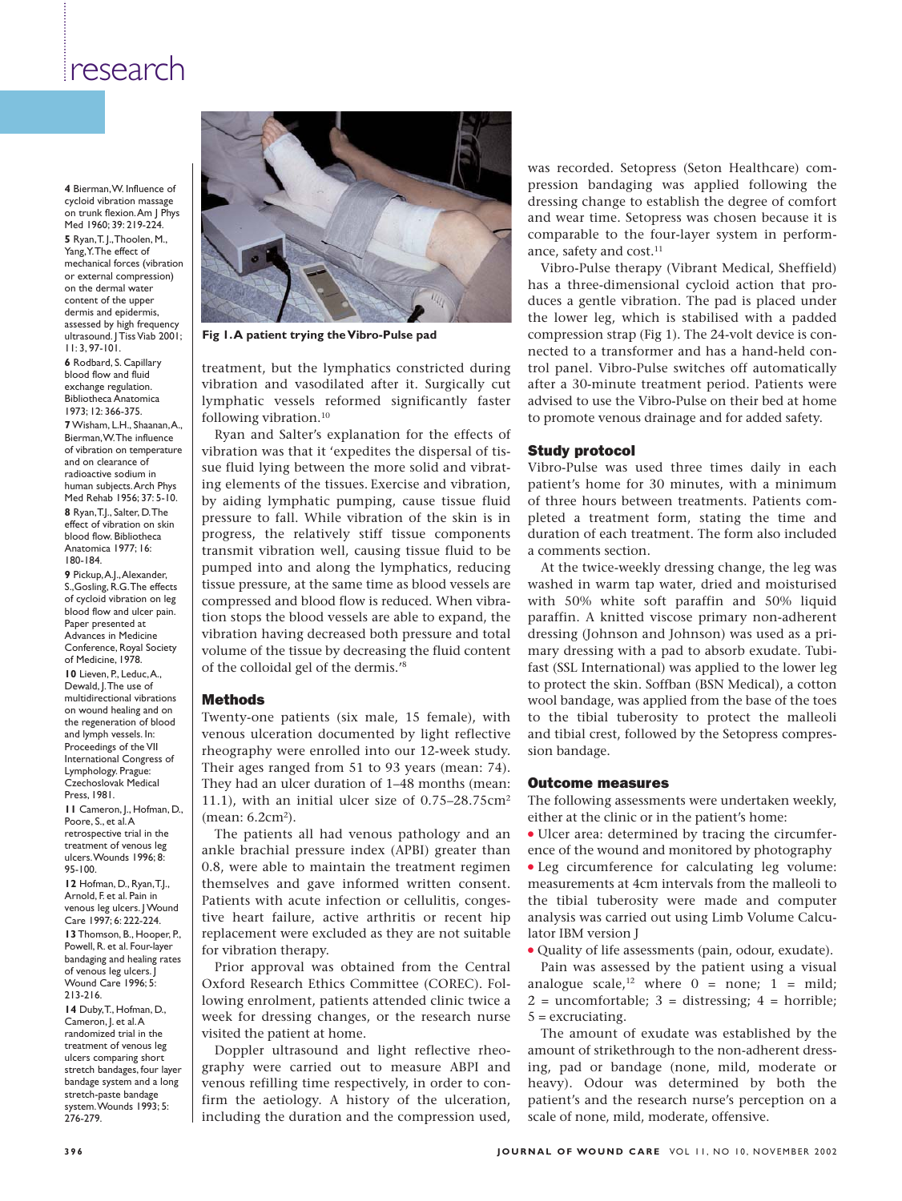**4** Bierman, W. Influence of cycloid vibration massage on trunk flexion. Am J Phys Med 1960; 39: 219-224.

**5** Ryan, T. J., Thoolen, M., Yang, Y. The effect of mechanical forces (vibration or external compression) on the dermal water content of the upper dermis and epidermis, assessed by high frequency ultrasound. J Tiss Viab 2001; 11: 3, 97-101.

**6** Rodbard, S. Capillary blood flow and fluid exchange regulation. Bibliotheca Anatomica 1973; 12: 366-375.

**7** Wisham, L.H., Shaanan, A., Bierman, W. The influence of vibration on temperature and on clearance of radioactive sodium in human subjects. Arch Phys Med Rehab 1956; 37: 5-10.

**8** Ryan, T.J., Salter, D. The effect of vibration on skin blood flow. Bibliotheca Anatomica 1977; 16: 180-184.

**9** Pickup, A.J., Alexander, S., Gosling, R.G. The effects of cycloid vibration on leg blood flow and ulcer pain. Paper presented at Advances in Medicine Conference, Royal Society of Medicine, 1978.

**10** Lieven, P., Leduc, A., Dewald, J. The use of multidirectional vibrations on wound healing and on the regeneration of blood and lymph vessels. In: Proceedings of the VII International Congress of Lymphology. Prague: Czechoslovak Medical Press, 1981.

**11** Cameron, J., Hofman, D., Poore, S., et al. A retrospective trial in the treatment of venous leg ulcers. Wounds 1996; 8: 95-100.

**12** Hofman, D., Ryan, T.J., Arnold, F. et al. Pain in venous leg ulcers. J Wound Care 1997; 6: 222-224.

**13** Thomson, B., Hooper, P., Powell, R. et al. Four-layer bandaging and healing rates of venous leg ulcers. J Wound Care 1996; 5: 213-216.

**14** Duby, T., Hofman, D., Cameron, J. et al. A randomized trial in the treatment of venous leg ulcers comparing short stretch bandages, four layer bandage system and a long stretch-paste bandage system. Wounds 1993; 5: 276-279.

**Fig 1. A patient trying the Vibro-Pulse pad**

treatment, but the lymphatics constricted during vibration and vasodilated after it. Surgically cut lymphatic vessels reformed significantly faster following vibration.[10]

Ryan and Salter's explanation for the effects of vibration was that it 'expedites the dispersal of tissue fluid lying between the more solid and vibrating elements of the tissues. Exercise and vibration, by aiding lymphatic pumping, cause tissue fluid pressure to fall. While vibration of the skin is in progress, the relatively stiff tissue components transmit vibration well, causing tissue fluid to be pumped into and along the lymphatics, reducing tissue pressure, at the same time as blood vessels are compressed and blood flow is reduced. When vibration stops the blood vessels are able to expand, the vibration having decreased both pressure and total volume of the tissue by decreasing the fluid content of the colloidal gel of the dermis.'[8]

## Methods

Twenty-one patients (six male, 15 female), with venous ulceration documented by light reflective rheography were enrolled into our 12-week study. Their ages ranged from 51 to 93 years (mean: 74). They had an ulcer duration of 1–48 months (mean: 11.1), with an initial ulcer size of 0.75–28.75cm$^2$ (mean: 6.2cm$^2$).

The patients all had venous pathology and an ankle brachial pressure index (APBI) greater than 0.8, were able to maintain the treatment regimen themselves and gave informed written consent. Patients with acute infection or cellulitis, congestive heart failure, active arthritis or recent hip replacement were excluded as they are not suitable for vibration therapy.

Prior approval was obtained from the Central Oxford Research Ethics Committee (COREC). Following enrolment, patients attended clinic twice a week for dressing changes, or the research nurse visited the patient at home.

Doppler ultrasound and light reflective rheography were carried out to measure ABPI and venous refilling time respectively, in order to confirm the aetiology. A history of the ulceration, including the duration and the compression used, was recorded. Setopress (Seton Healthcare) compression bandaging was applied following the dressing change to establish the degree of comfort and wear time. Setopress was chosen because it is comparable to the four-layer system in performance, safety and cost.[11]

Vibro-Pulse therapy (Vibrant Medical, Sheffield) has a three-dimensional cycloid action that produces a gentle vibration. The pad is placed under the lower leg, which is stabilised with a padded compression strap (Fig 1). The 24-volt device is connected to a transformer and has a hand-held control panel. Vibro-Pulse switches off automatically after a 30-minute treatment period. Patients were advised to use the Vibro-Pulse on their bed at home to promote venous drainage and for added safety.

## Study protocol

Vibro-Pulse was used three times daily in each patient's home for 30 minutes, with a minimum of three hours between treatments. Patients completed a treatment form, stating the time and duration of each treatment. The form also included a comments section.

At the twice-weekly dressing change, the leg was washed in warm tap water, dried and moisturised with 50% white soft paraffin and 50% liquid paraffin. A knitted viscose primary non-adherent dressing (Johnson and Johnson) was used as a primary dressing with a pad to absorb exudate. Tubifast (SSL International) was applied to the lower leg to protect the skin. Soffban (BSN Medical), a cotton wool bandage, was applied from the base of the toes to the tibial tuberosity to protect the malleoli and tibial crest, followed by the Setopress compression bandage.

## Outcome measures

The following assessments were undertaken weekly, either at the clinic or in the patient's home:

- Ulcer area: determined by tracing the circumference of the wound and monitored by photography
- Leg circumference for calculating leg volume: measurements at 4cm intervals from the malleoli to the tibial tuberosity were made and computer analysis was carried out using Limb Volume Calculator IBM version J
- Quality of life assessments (pain, odour, exudate).

Pain was assessed by the patient using a visual analogue scale,[12] where 0 = none; 1 = mild; 2 = uncomfortable; 3 = distressing; 4 = horrible; 5 = excruciating.

The amount of exudate was established by the amount of strikethrough to the non-adherent dressing, pad or bandage (none, mild, moderate or heavy). Odour was determined by both the patient's and the research nurse's perception on a scale of none, mild, moderate, offensive.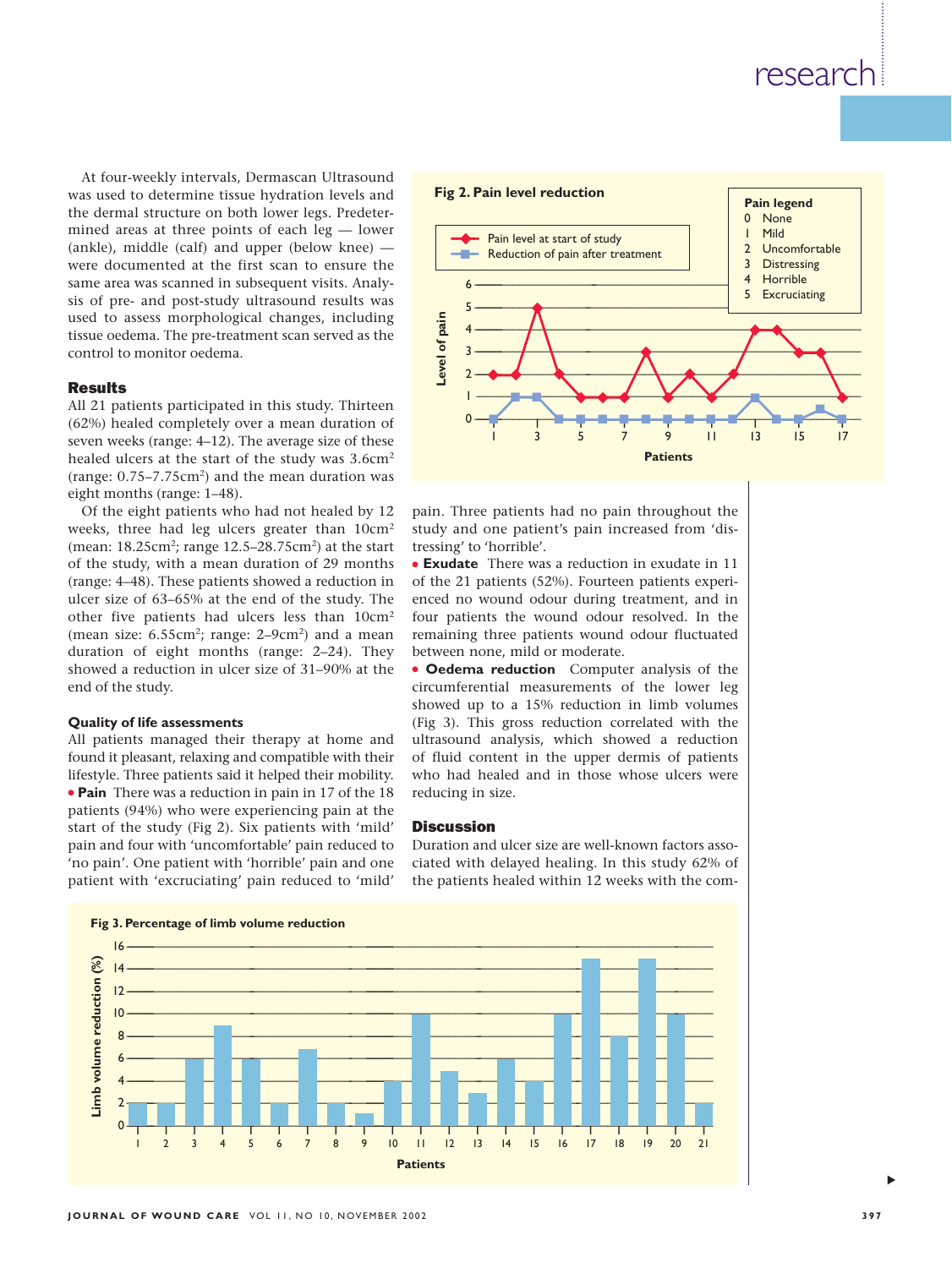At four-weekly intervals, Dermascan Ultrasound was used to determine tissue hydration levels and the dermal structure on both lower legs. Predetermined areas at three points of each leg — lower (ankle), middle (calf) and upper (below knee) — were documented at the first scan to ensure the same area was scanned in subsequent visits. Analysis of pre- and post-study ultrasound results was used to assess morphological changes, including tissue oedema. The pre-treatment scan served as the control to monitor oedema.

## Results

All 21 patients participated in this study. Thirteen (62%) healed completely over a mean duration of seven weeks (range: 4–12). The average size of these healed ulcers at the start of the study was 3.6cm$^2$ (range: 0.75–7.75cm$^2$) and the mean duration was eight months (range: 1–48).

Of the eight patients who had not healed by 12 weeks, three had leg ulcers greater than 10cm$^2$ (mean: 18.25cm$^2$; range 12.5–28.75cm$^2$) at the start of the study, with a mean duration of 29 months (range: 4–48). These patients showed a reduction in ulcer size of 63–65% at the end of the study. The other five patients had ulcers less than 10cm$^2$ (mean size: 6.55cm$^2$; range: 2–9cm$^2$) and a mean duration of eight months (range: 2–24). They showed a reduction in ulcer size of 31–90% at the end of the study.

### Quality of life assessments

All patients managed their therapy at home and found it pleasant, relaxing and compatible with their lifestyle. Three patients said it helped their mobility.

- **Pain** There was a reduction in pain in 17 of the 18 patients (94%) who were experiencing pain at the start of the study (Fig 2). Six patients with 'mild' pain and four with 'uncomfortable' pain reduced to 'no pain'. One patient with 'horrible' pain and one patient with 'excruciating' pain reduced to 'mild' pain. Three patients had no pain throughout the study and one patient's pain increased from 'distressing' to 'horrible'.
- **Exudate** There was a reduction in exudate in 11 of the 21 patients (52%). Fourteen patients experienced no wound odour during treatment, and in four patients the wound odour resolved. In the remaining three patients wound odour fluctuated between none, mild or moderate.
- **Oedema reduction** Computer analysis of the circumferential measurements of the lower leg showed up to a 15% reduction in limb volumes (Fig 3). This gross reduction correlated with the ultrasound analysis, which showed a reduction of fluid content in the upper dermis of patients who had healed and in those whose ulcers were reducing in size.

**Fig 2. Pain level reduction**

Pain legend: 0 None; 1 Mild; 2 Uncomfortable; 3 Distressing; 4 Horrible; 5 Excruciating

**Fig 3. Percentage of limb volume reduction**

## Discussion

Duration and ulcer size are well-known factors associated with delayed healing. In this study 62% of the patients healed within 12 weeks with the com-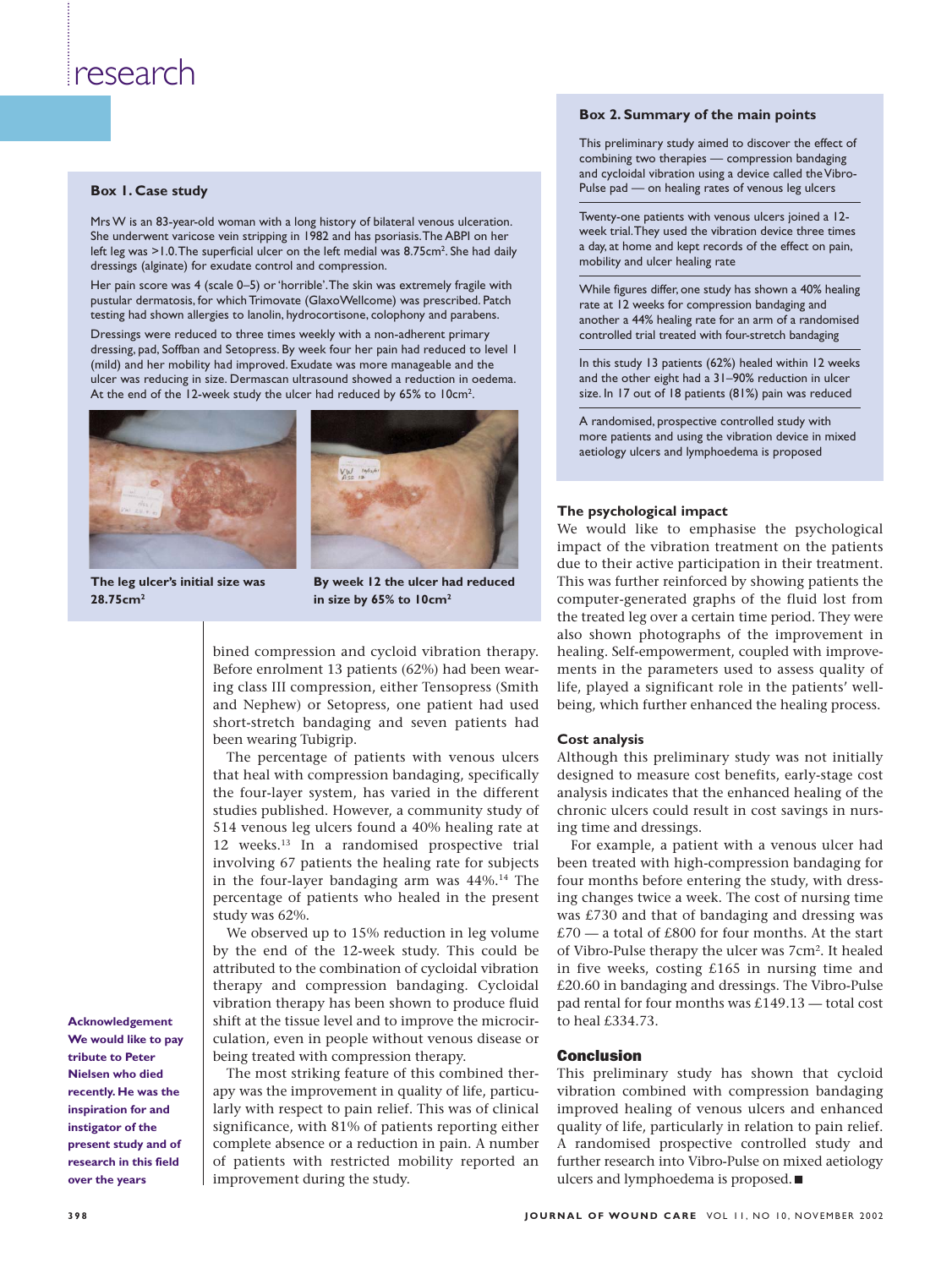### Box 1. Case study

Mrs W is an 83-year-old woman with a long history of bilateral venous ulceration. She underwent varicose vein stripping in 1982 and has psoriasis. The ABPI on her left leg was >1.0. The superficial ulcer on the left medial was 8.75cm². She had daily dressings (alginate) for exudate control and compression.

Her pain score was 4 (scale 0–5) or 'horrible'. The skin was extremely fragile with pustular dermatosis, for which Trimovate (GlaxoWellcome) was prescribed. Patch testing had shown allergies to lanolin, hydrocortisone, colophony and parabens.

Dressings were reduced to three times weekly with a non-adherent primary dressing, pad, Soffban and Setopress. By week four her pain had reduced to level 1 (mild) and her mobility had improved. Exudate was more manageable and the ulcer was reducing in size. Dermascan ultrasound showed a reduction in oedema. At the end of the 12-week study the ulcer had reduced by 65% to 10cm².

**The leg ulcer's initial size was 28.75cm²**

**By week 12 the ulcer had reduced in size by 65% to 10cm²**

bined compression and cycloid vibration therapy. Before enrolment 13 patients (62%) had been wearing class III compression, either Tensopress (Smith and Nephew) or Setopress, one patient had used short-stretch bandaging and seven patients had been wearing Tubigrip.

The percentage of patients with venous ulcers that heal with compression bandaging, specifically the four-layer system, has varied in the different studies published. However, a community study of 514 venous leg ulcers found a 40% healing rate at 12 weeks.[13] In a randomised prospective trial involving 67 patients the healing rate for subjects in the four-layer bandaging arm was 44%.[14] The percentage of patients who healed in the present study was 62%.

We observed up to 15% reduction in leg volume by the end of the 12-week study. This could be attributed to the combination of cycloidal vibration therapy and compression bandaging. Cycloidal vibration therapy has been shown to produce fluid shift at the tissue level and to improve the microcirculation, even in people without venous disease or being treated with compression therapy.

The most striking feature of this combined therapy was the improvement in quality of life, particularly with respect to pain relief. This was of clinical significance, with 81% of patients reporting either complete absence or a reduction in pain. A number of patients with restricted mobility reported an improvement during the study.

**Acknowledgement**
**We would like to pay tribute to Peter Nielsen who died recently. He was the inspiration for and instigator of the present study and of research in this field over the years**

### Box 2. Summary of the main points

This preliminary study aimed to discover the effect of combining two therapies — compression bandaging and cycloidal vibration using a device called the Vibro-Pulse pad — on healing rates of venous leg ulcers

Twenty-one patients with venous ulcers joined a 12-week trial. They used the vibration device three times a day, at home and kept records of the effect on pain, mobility and ulcer healing rate

While figures differ, one study has shown a 40% healing rate at 12 weeks for compression bandaging and another a 44% healing rate for an arm of a randomised controlled trial treated with four-stretch bandaging

In this study 13 patients (62%) healed within 12 weeks and the other eight had a 31–90% reduction in ulcer size. In 17 out of 18 patients (81%) pain was reduced

A randomised, prospective controlled study with more patients and using the vibration device in mixed aetiology ulcers and lymphoedema is proposed

## The psychological impact

We would like to emphasise the psychological impact of the vibration treatment on the patients due to their active participation in their treatment. This was further reinforced by showing patients the computer-generated graphs of the fluid lost from the treated leg over a certain time period. They were also shown photographs of the improvement in healing. Self-empowerment, coupled with improvements in the parameters used to assess quality of life, played a significant role in the patients' well-being, which further enhanced the healing process.

## Cost analysis

Although this preliminary study was not initially designed to measure cost benefits, early-stage cost analysis indicates that the enhanced healing of the chronic ulcers could result in cost savings in nursing time and dressings.

For example, a patient with a venous ulcer had been treated with high-compression bandaging for four months before entering the study, with dressing changes twice a week. The cost of nursing time was £730 and that of bandaging and dressing was £70 — a total of £800 for four months. At the start of Vibro-Pulse therapy the ulcer was 7cm². It healed in five weeks, costing £165 in nursing time and £20.60 in bandaging and dressings. The Vibro-Pulse pad rental for four months was £149.13 — total cost to heal £334.73.

## Conclusion

This preliminary study has shown that cycloid vibration combined with compression bandaging improved healing of venous ulcers and enhanced quality of life, particularly in relation to pain relief. A randomised prospective controlled study and further research into Vibro-Pulse on mixed aetiology ulcers and lymphoedema is proposed. ■